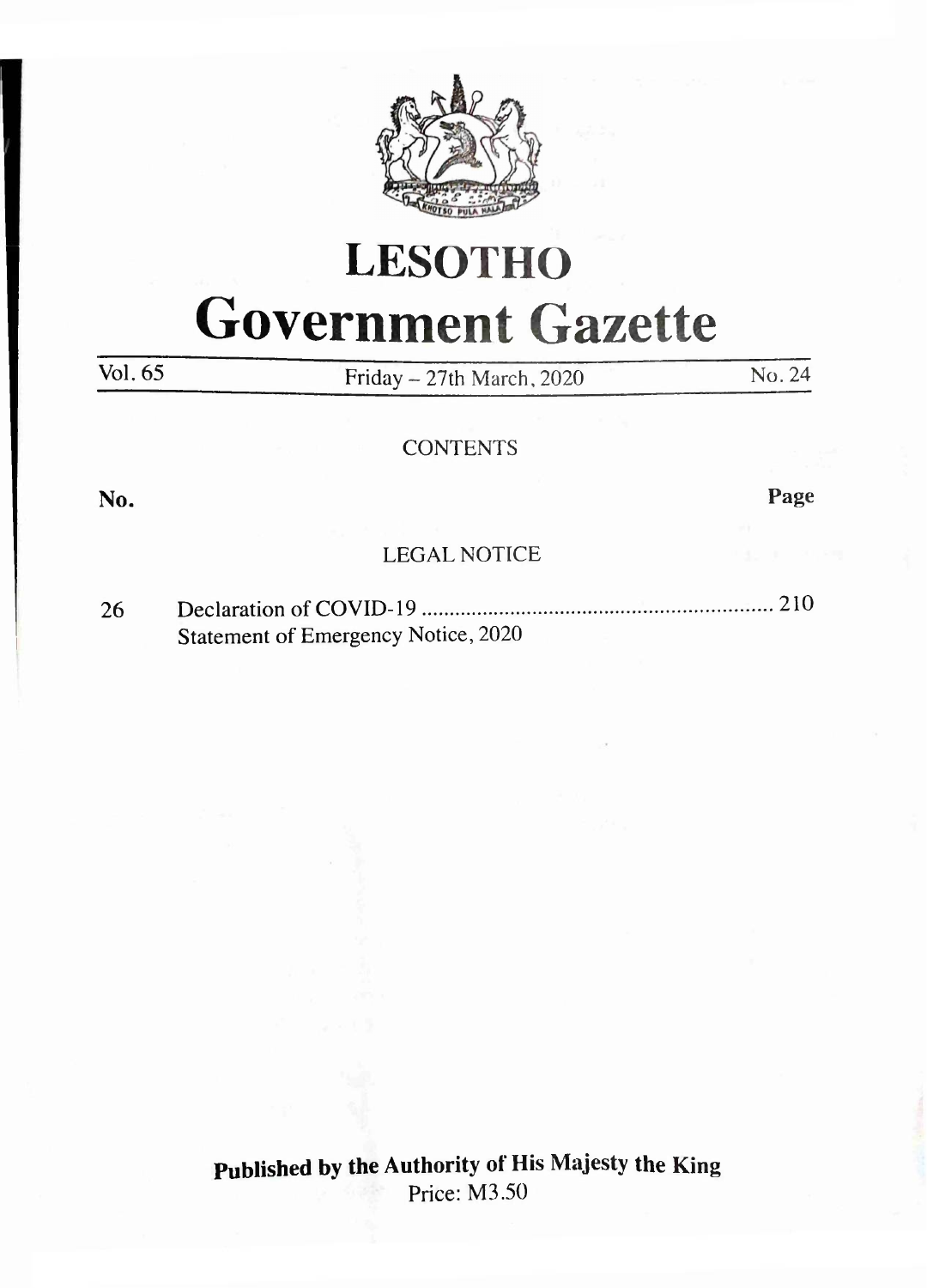# LESOTHO

# Government Gazette

Vol. 65 | Friday – 27th March, 2020 | No. 24

CONTENTS

| No. | | Page |
|---|---|---|
| | LEGAL NOTICE | |
| 26 | Declaration of COVID-19 Statement of Emergency Notice, 2020 | 210 |

**Published by the Authority of His Majesty the King**

Price: M3.50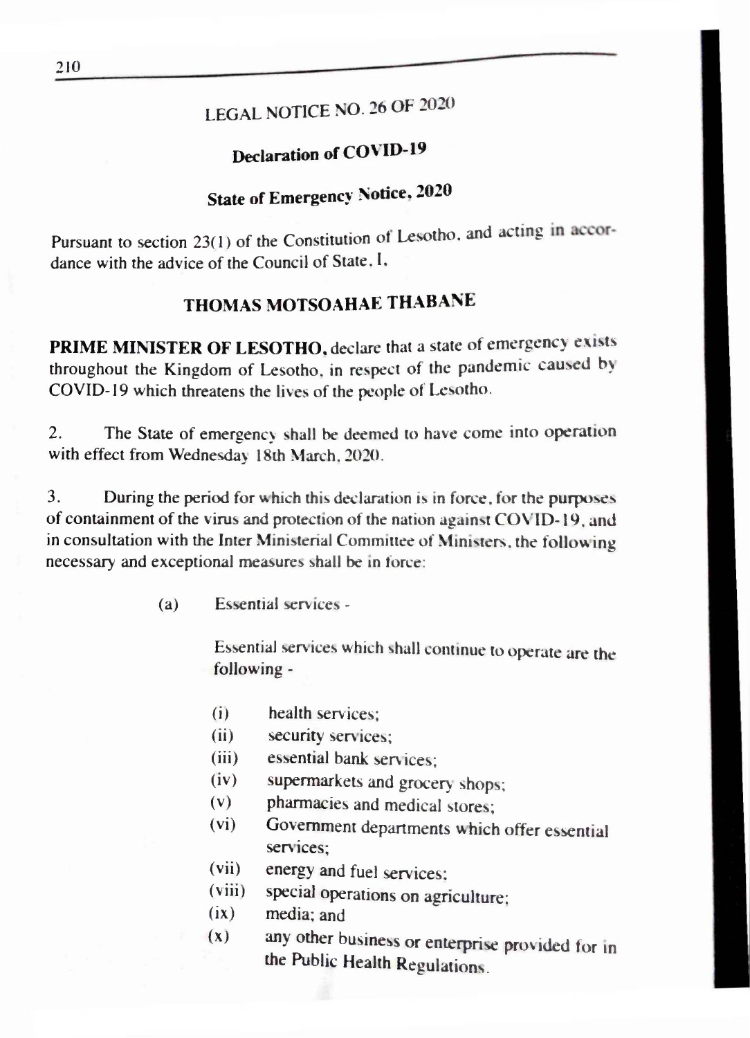# LEGAL NOTICE NO. 26 OF 2020

## Declaration of COVID-19

## State of Emergency Notice, 2020

Pursuant to section 23(1) of the Constitution of Lesotho, and acting in accordance with the advice of the Council of State, I,

### THOMAS MOTSOAHAE THABANE

**PRIME MINISTER OF LESOTHO,** declare that a state of emergency exists throughout the Kingdom of Lesotho, in respect of the pandemic caused by COVID-19 which threatens the lives of the people of Lesotho.

2. The State of emergency shall be deemed to have come into operation with effect from Wednesday 18th March, 2020.

3. During the period for which this declaration is in force, for the purposes of containment of the virus and protection of the nation against COVID-19, and in consultation with the Inter Ministerial Committee of Ministers, the following necessary and exceptional measures shall be in force:

(a) Essential services -

Essential services which shall continue to operate are the following -

- (i) health services;
- (ii) security services;
- (iii) essential bank services;
- (iv) supermarkets and grocery shops;
- (v) pharmacies and medical stores;
- (vi) Government departments which offer essential services;
- (vii) energy and fuel services;
- (viii) special operations on agriculture;
- (ix) media; and
- (x) any other business or enterprise provided for in the Public Health Regulations.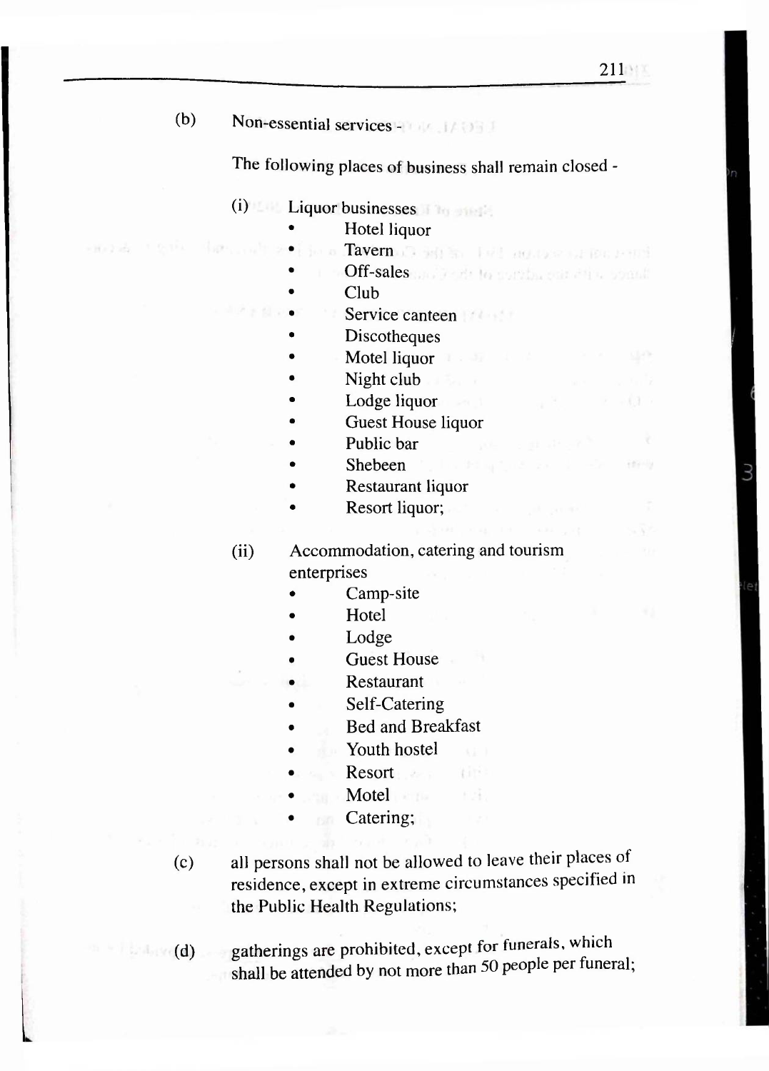(b) Non-essential services -

The following places of business shall remain closed -

(i) Liquor businesses
- Hotel liquor
- Tavern
- Off-sales
- Club
- Service canteen
- Discotheques
- Motel liquor
- Night club
- Lodge liquor
- Guest House liquor
- Public bar
- Shebeen
- Restaurant liquor
- Resort liquor;

(ii) Accommodation, catering and tourism enterprises
- Camp-site
- Hotel
- Lodge
- Guest House
- Restaurant
- Self-Catering
- Bed and Breakfast
- Youth hostel
- Resort
- Motel
- Catering;

(c) all persons shall not be allowed to leave their places of residence, except in extreme circumstances specified in the Public Health Regulations;

(d) gatherings are prohibited, except for funerals, which shall be attended by not more than 50 people per funeral;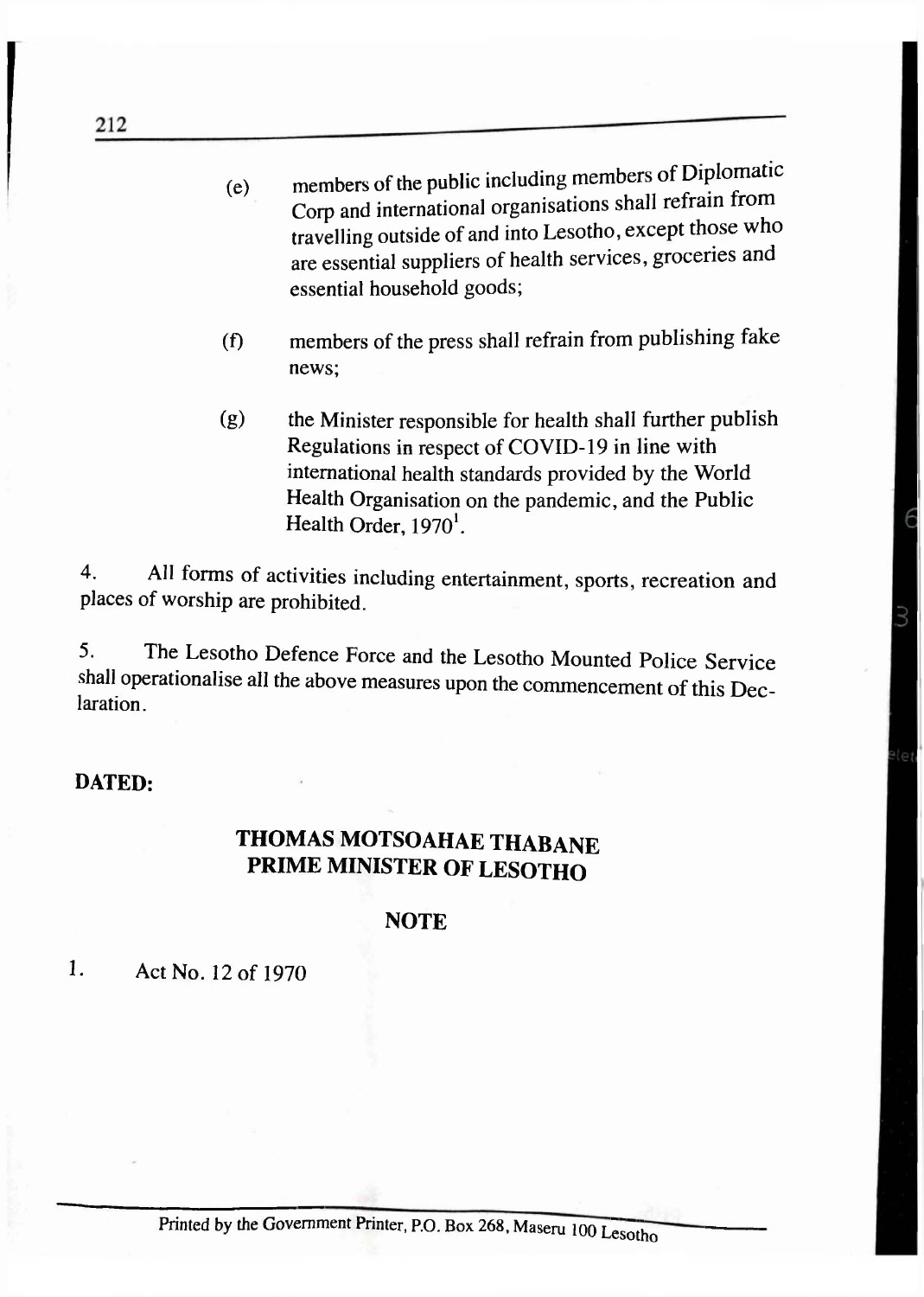(e) members of the public including members of Diplomatic Corp and international organisations shall refrain from travelling outside of and into Lesotho, except those who are essential suppliers of health services, groceries and essential household goods;

(f) members of the press shall refrain from publishing fake news;

(g) the Minister responsible for health shall further publish Regulations in respect of COVID-19 in line with international health standards provided by the World Health Organisation on the pandemic, and the Public Health Order, 1970[1].

4. All forms of activities including entertainment, sports, recreation and places of worship are prohibited.

5. The Lesotho Defence Force and the Lesotho Mounted Police Service shall operationalise all the above measures upon the commencement of this Declaration.

**DATED:**

**THOMAS MOTSOAHAE THABANE**
**PRIME MINISTER OF LESOTHO**

**NOTE**

1. Act No. 12 of 1970

Printed by the Government Printer, P.O. Box 268, Maseru 100 Lesotho